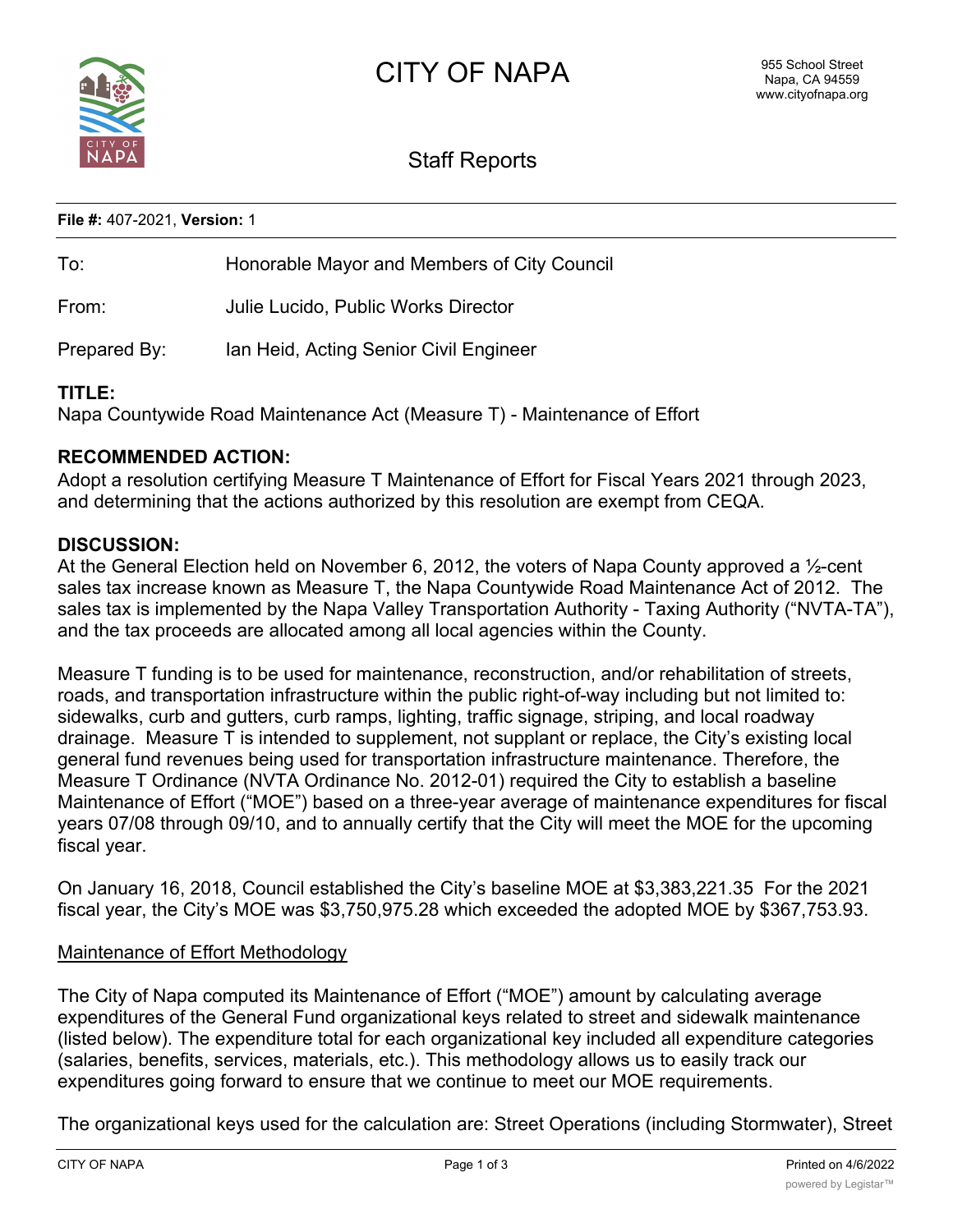# CITY OF NAPA

955 School Street
Napa, CA 94559
www.cityofnapa.org

## Staff Reports

**File #:** 407-2021, **Version:** 1

| | |
|---|---|
| To: | Honorable Mayor and Members of City Council |
| From: | Julie Lucido, Public Works Director |
| Prepared By: | Ian Heid, Acting Senior Civil Engineer |

**TITLE:**
Napa Countywide Road Maintenance Act (Measure T) - Maintenance of Effort

**RECOMMENDED ACTION:**
Adopt a resolution certifying Measure T Maintenance of Effort for Fiscal Years 2021 through 2023, and determining that the actions authorized by this resolution are exempt from CEQA.

**DISCUSSION:**
At the General Election held on November 6, 2012, the voters of Napa County approved a ½-cent sales tax increase known as Measure T, the Napa Countywide Road Maintenance Act of 2012. The sales tax is implemented by the Napa Valley Transportation Authority - Taxing Authority ("NVTA-TA"), and the tax proceeds are allocated among all local agencies within the County.

Measure T funding is to be used for maintenance, reconstruction, and/or rehabilitation of streets, roads, and transportation infrastructure within the public right-of-way including but not limited to: sidewalks, curb and gutters, curb ramps, lighting, traffic signage, striping, and local roadway drainage. Measure T is intended to supplement, not supplant or replace, the City's existing local general fund revenues being used for transportation infrastructure maintenance. Therefore, the Measure T Ordinance (NVTA Ordinance No. 2012-01) required the City to establish a baseline Maintenance of Effort ("MOE") based on a three-year average of maintenance expenditures for fiscal years 07/08 through 09/10, and to annually certify that the City will meet the MOE for the upcoming fiscal year.

On January 16, 2018, Council established the City's baseline MOE at $3,383,221.35 For the 2021 fiscal year, the City's MOE was $3,750,975.28 which exceeded the adopted MOE by $367,753.93.

<u>Maintenance of Effort Methodology</u>

The City of Napa computed its Maintenance of Effort ("MOE") amount by calculating average expenditures of the General Fund organizational keys related to street and sidewalk maintenance (listed below). The expenditure total for each organizational key included all expenditure categories (salaries, benefits, services, materials, etc.). This methodology allows us to easily track our expenditures going forward to ensure that we continue to meet our MOE requirements.

The organizational keys used for the calculation are: Street Operations (including Stormwater), Street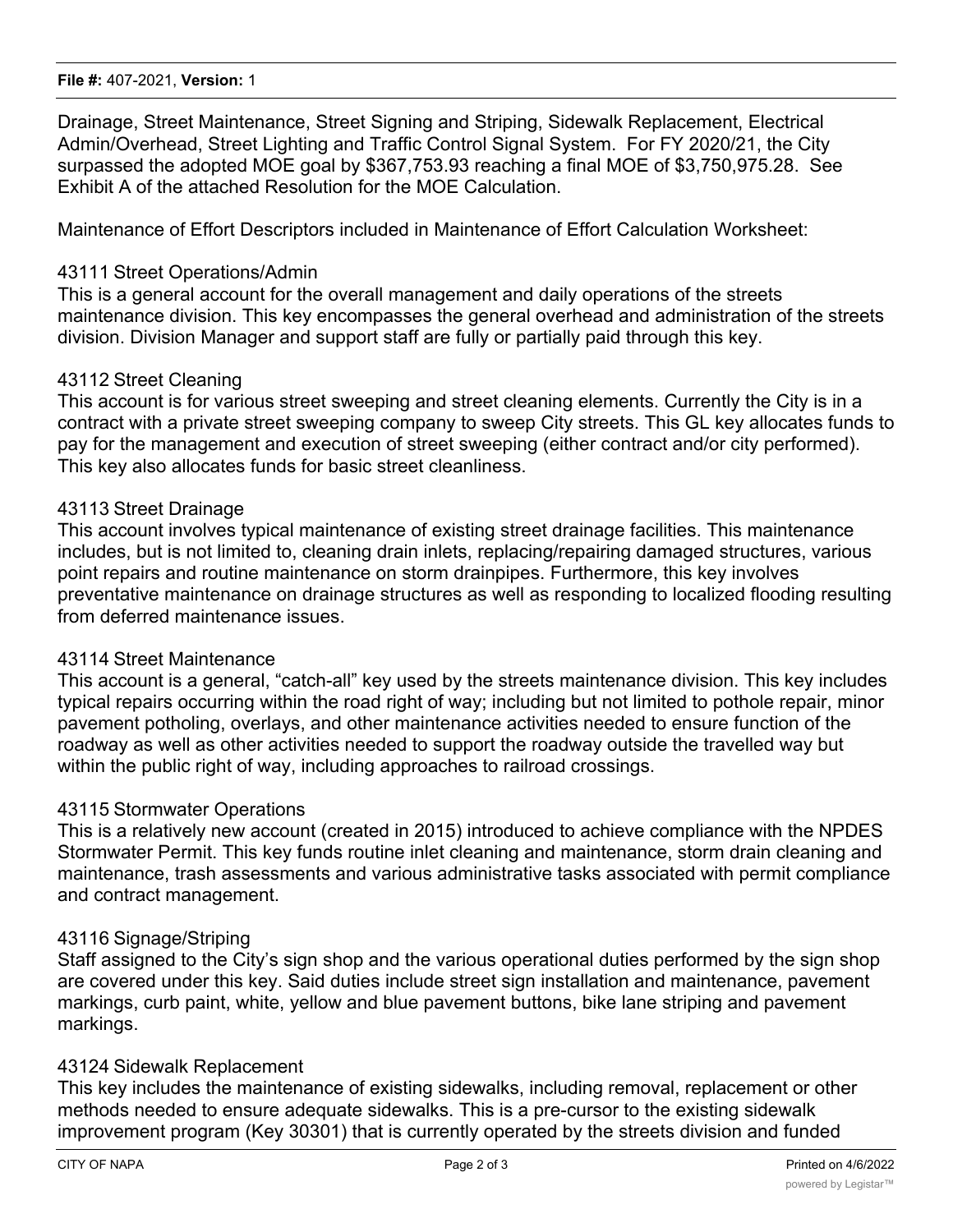Drainage, Street Maintenance, Street Signing and Striping, Sidewalk Replacement, Electrical Admin/Overhead, Street Lighting and Traffic Control Signal System. For FY 2020/21, the City surpassed the adopted MOE goal by $367,753.93 reaching a final MOE of $3,750,975.28. See Exhibit A of the attached Resolution for the MOE Calculation.

Maintenance of Effort Descriptors included in Maintenance of Effort Calculation Worksheet:

43111 Street Operations/Admin
This is a general account for the overall management and daily operations of the streets maintenance division. This key encompasses the general overhead and administration of the streets division. Division Manager and support staff are fully or partially paid through this key.

43112 Street Cleaning
This account is for various street sweeping and street cleaning elements. Currently the City is in a contract with a private street sweeping company to sweep City streets. This GL key allocates funds to pay for the management and execution of street sweeping (either contract and/or city performed). This key also allocates funds for basic street cleanliness.

43113 Street Drainage
This account involves typical maintenance of existing street drainage facilities. This maintenance includes, but is not limited to, cleaning drain inlets, replacing/repairing damaged structures, various point repairs and routine maintenance on storm drainpipes. Furthermore, this key involves preventative maintenance on drainage structures as well as responding to localized flooding resulting from deferred maintenance issues.

43114 Street Maintenance
This account is a general, "catch-all" key used by the streets maintenance division. This key includes typical repairs occurring within the road right of way; including but not limited to pothole repair, minor pavement potholing, overlays, and other maintenance activities needed to ensure function of the roadway as well as other activities needed to support the roadway outside the travelled way but within the public right of way, including approaches to railroad crossings.

43115 Stormwater Operations
This is a relatively new account (created in 2015) introduced to achieve compliance with the NPDES Stormwater Permit. This key funds routine inlet cleaning and maintenance, storm drain cleaning and maintenance, trash assessments and various administrative tasks associated with permit compliance and contract management.

43116 Signage/Striping
Staff assigned to the City's sign shop and the various operational duties performed by the sign shop are covered under this key. Said duties include street sign installation and maintenance, pavement markings, curb paint, white, yellow and blue pavement buttons, bike lane striping and pavement markings.

43124 Sidewalk Replacement
This key includes the maintenance of existing sidewalks, including removal, replacement or other methods needed to ensure adequate sidewalks. This is a pre-cursor to the existing sidewalk improvement program (Key 30301) that is currently operated by the streets division and funded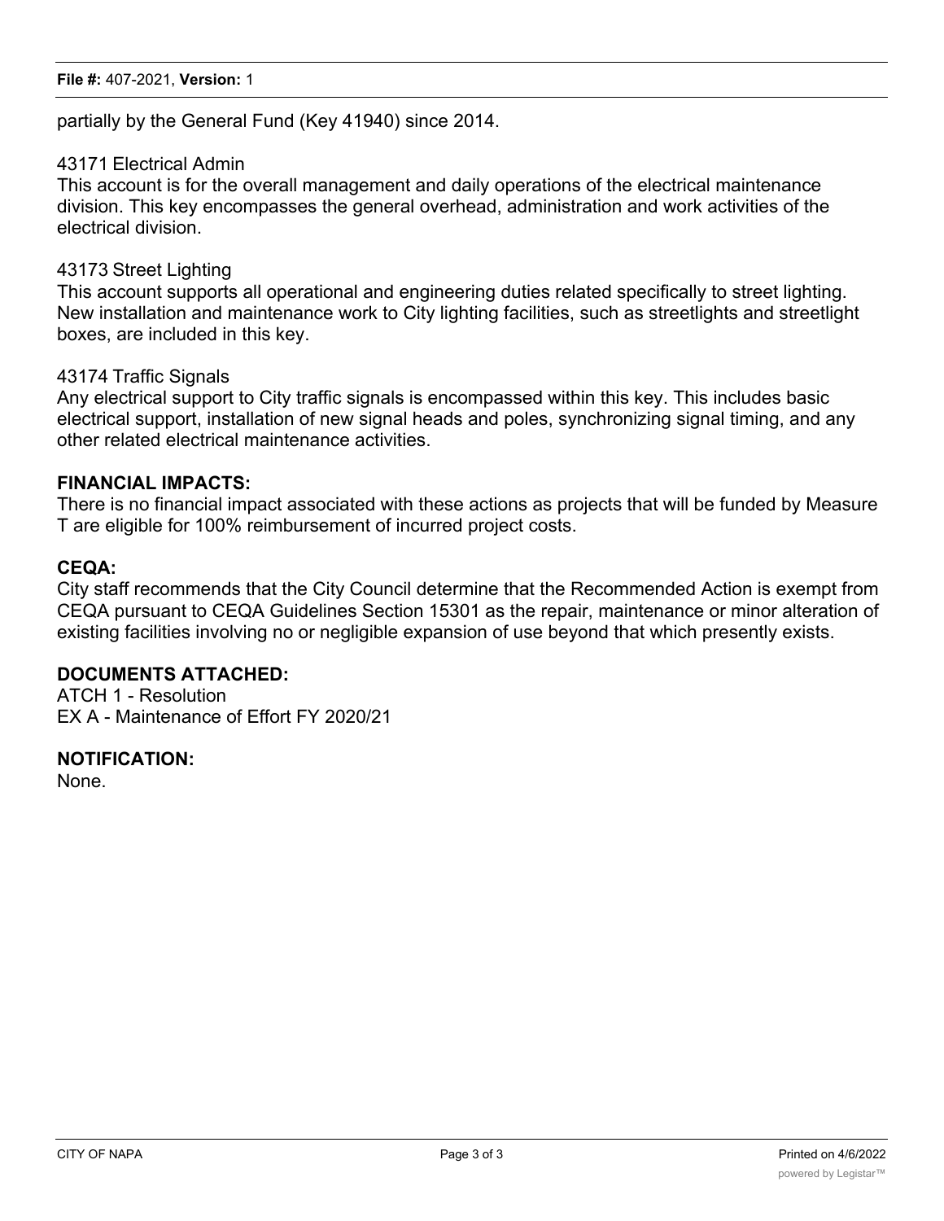partially by the General Fund (Key 41940) since 2014.

43171 Electrical Admin
This account is for the overall management and daily operations of the electrical maintenance division. This key encompasses the general overhead, administration and work activities of the electrical division.

43173 Street Lighting
This account supports all operational and engineering duties related specifically to street lighting. New installation and maintenance work to City lighting facilities, such as streetlights and streetlight boxes, are included in this key.

43174 Traffic Signals
Any electrical support to City traffic signals is encompassed within this key. This includes basic electrical support, installation of new signal heads and poles, synchronizing signal timing, and any other related electrical maintenance activities.

**FINANCIAL IMPACTS:**
There is no financial impact associated with these actions as projects that will be funded by Measure T are eligible for 100% reimbursement of incurred project costs.

**CEQA:**
City staff recommends that the City Council determine that the Recommended Action is exempt from CEQA pursuant to CEQA Guidelines Section 15301 as the repair, maintenance or minor alteration of existing facilities involving no or negligible expansion of use beyond that which presently exists.

**DOCUMENTS ATTACHED:**
ATCH 1 - Resolution
EX A - Maintenance of Effort FY 2020/21

**NOTIFICATION:**
None.